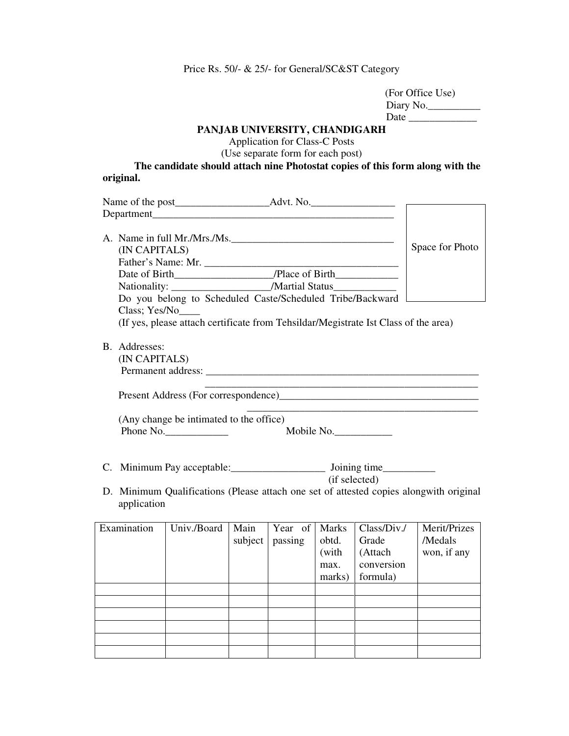Price Rs. 50/- & 25/- for General/SC&ST Category

(For Office Use)
Diary No.__________
Date _____________

**PANJAB UNIVERSITY, CHANDIGARH**

Application for Class-C Posts
(Use separate form for each post)

**The candidate should attach nine Photostat copies of this form along with the original.**

Name of the post__________________Advt. No.________________
Department_________________________________________________

Space for Photo

A. Name in full Mr./Mrs./Ms.________________________________
   (IN CAPITALS)
   Father's Name: Mr. ______________________________________
   Date of Birth__________________/Place of Birth____________
   Nationality: ___________________/Martial Status____________
   Do you belong to Scheduled Caste/Scheduled Tribe/Backward Class; Yes/No____
   (If yes, please attach certificate from Tehsildar/Megistrate Ist Class of the area)

B. Addresses:
   (IN CAPITALS)
   Permanent address: ________________________________________________________
   ________________________________________________________
   Present Address (For correspondence)________________________________________
   ______________________________________________
   (Any change be intimated to the office)
   Phone No.____________ Mobile No.___________

C. Minimum Pay acceptable:__________________ Joining time__________ (if selected)

D. Minimum Qualifications (Please attach one set of attested copies alongwith original application

| Examination | Univ./Board | Main subject | Year of passing | Marks obtd. (with max. marks) | Class/Div./ Grade (Attach conversion formula) | Merit/Prizes /Medals won, if any |
|---|---|---|---|---|---|---|
| | | | | | | |
| | | | | | | |
| | | | | | | |
| | | | | | | |
| | | | | | | |
| | | | | | | |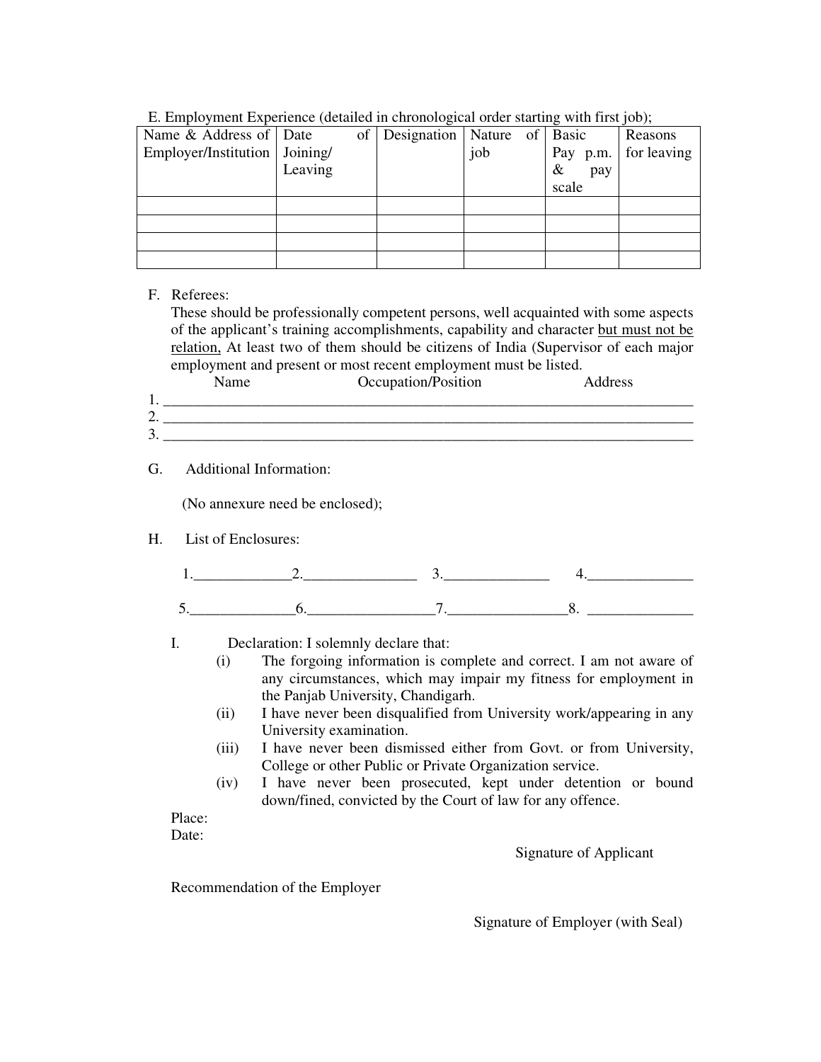E. Employment Experience (detailed in chronological order starting with first job);

| Name & Address of Employer/Institution | Date of Joining/ Leaving | Designation | Nature of job | Basic Pay p.m. & pay scale | Reasons for leaving |
|---|---|---|---|---|---|
| | | | | | |
| | | | | | |
| | | | | | |
| | | | | | |

F. Referees:

These should be professionally competent persons, well acquainted with some aspects of the applicant's training accomplishments, capability and character <u>but must not be relation,</u> At least two of them should be citizens of India (Supervisor of each major employment and present or most recent employment must be listed.

Name Occupation/Position Address

1. ___________________________________________________________________________
2. ___________________________________________________________________________
3. ___________________________________________________________________________

G. Additional Information:

(No annexure need be enclosed);

H. List of Enclosures:

1.____________ 2.______________ 3._____________ 4._____________

5.____________ 6.______________ 7.______________ 8. _____________

I. Declaration: I solemnly declare that:

(i) The forgoing information is complete and correct. I am not aware of any circumstances, which may impair my fitness for employment in the Panjab University, Chandigarh.

(ii) I have never been disqualified from University work/appearing in any University examination.

(iii) I have never been dismissed either from Govt. or from University, College or other Public or Private Organization service.

(iv) I have never been prosecuted, kept under detention or bound down/fined, convicted by the Court of law for any offence.

Place:
Date:

Signature of Applicant

Recommendation of the Employer

Signature of Employer (with Seal)